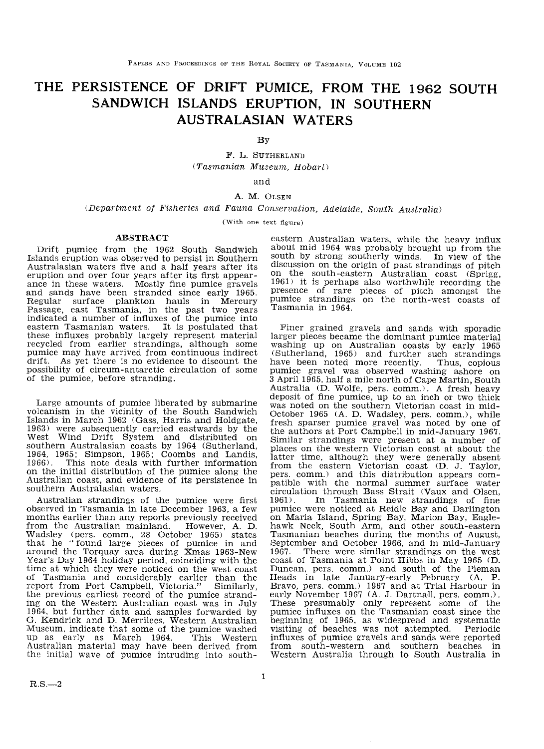# THE PERSISTENCE OF DRIFT PUMICE, FROM THE 1962 SOUTH SANDWICH ISLANDS ERUPTION, IN SOUTHERN AUSTRALASIAN WATERS

By

F. L. SUTHERLAND

*(Tasmanian Museum, Hobart)*

and

A. M. OLSEN

*(Department of Fisheries and Fauna Conservation, Adelaide, South Australia)*

(With one text figure)

## ABSTRACT

Drift pumice from the 1962 South Sandwich Islands eruption was observed to persist in Southern Australasian waters five and a half years after its eruption and over four years after its first appearance in these waters. Mostly fine pumice gravels and sands have been stranded since early 1965. Regular surface plankton hauls in Mercury Passage, east Tasmania, in the past two years indicated a number of influxes of the pumice into eastern Tasmanian waters. It is postulated that these influxes probably largely represent material recycled from earlier strandings, although some pumice may have arrived from continuous indirect drift. As yet there is no evidence to discount the possibility of circum-antarctic circulation of some of the pumice, before stranding.

Large amounts of pumice liberated by submarine volcanism in the vicinity of the South Sandwich Islands in March 1962 (Gass, Harris and Holdgate, 1963) were subsequently carried eastwards by the West Wind Drift System and distributed on southern Australasian coasts by 1964 (Sutherland, 1964, 1965; Simpson, 1965; Coombs and Landis, 1966). This note deals with further information on the initial distribution of the pumice along the Australian coast, and evidence of its persistence in southern Australasian waters.

Australian strandings of the pumice were first observed in Tasmania in late December 1963, a few months earlier than any reports previously received from the Australian mainland. However, A. D. Wadsley (pers. comm., 28 October 1965) states that he "found large pieces of pumice in and around the Torquay area during Xmas 1963-New Year's Day 1964 holiday period, coinciding with the time at which they were noticed on the west coast of Tasmania and considerably earlier than the report from Port Campbell, Victoria." Similarly, the previous earliest record of the pumice stranding on the Western Australian coast was in July 1964, but further data and samples forwarded by G. Kendrick and D. Merrilees, Western Australian Museum, indicate that some of the pumice washed up as early as March 1964. This Western Australian material may have been derived from the initial wave of pumice intruding into south-eastern Australian waters, while the heavy influx about mid 1964 was probably brought up from the south by strong southerly winds. In view of the discussion on the origin of past strandings of pitch on the south-eastern Australian coast (Sprigg, 1961) it is perhaps also worthwhile recording the presence of rare pieces of pitch amongst the pumice strandings on the north-west coasts of Tasmania in 1964.

Finer grained gravels and sands with sporadic larger pieces became the dominant pumice material washing up on Australian coasts by early 1965 (Sutherland, 1965) and further such strandings have been noted more recently. Thus, copious pumice gravel was observed washing ashore on 3 April 1965, half a mile north of Cape Martin, South Australia (D. Wolfe, pers. comm.). A fresh heavy deposit of fine pumice, up to an inch or two thick was noted on the southern Victorian coast in mid-October 1965 (A. D. Wadsley, pers. comm.), while fresh sparser pumice gravel was noted by one of the authors at Port Campbell in mid-January 1967. Similar strandings were present at a number of places on the western Victorian coast at about the latter time, although they were generally absent from the eastern Victorian coast (D. J. Taylor, pers. comm.) and this distribution appears compatible with the normal summer surface water circulation through Bass Strait (Vaux and Olsen, 1961). In Tasmania new strandings of fine pumice were noticed at Reidle Bay and Darlington on Maria Island, Spring Bay, Marion Bay, Eaglehawk Neck, South Arm, and other south-eastern Tasmanian beaches during the months of August, September and October 1966, and in mid-January 1967. There were similar strandings on the west coast of Tasmania at Point Hibbs in May 1965 (D. Duncan, pers. comm.) and south of the Pieman Heads in late January-early February (A. P. Bravo, pers. comm.) 1967 and at Trial Harbour in early November 1967 (A. J. Dartnall, pers. comm.). These presumably only represent some of the pumice influxes on the Tasmanian coast since the beginning of 1965, as widespread and systematic visiting of beaches was not attempted. Periodic influxes of pumice gravels and sands were reported from south-western and southern beaches in Western Australia through to South Australia in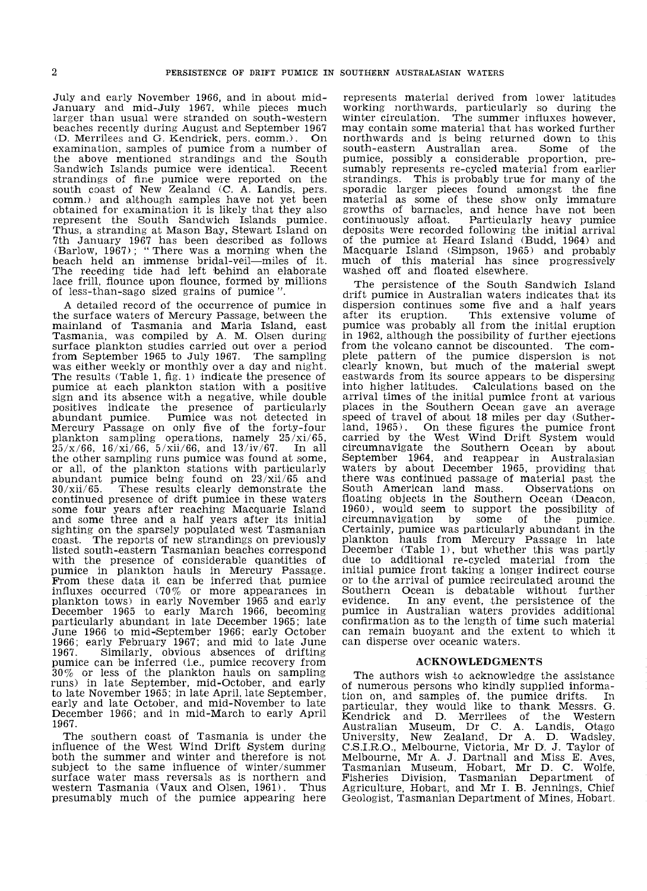July and early November 1966, and in about mid-January and mid-July 1967, while pieces much larger than usual were stranded on south-western beaches recently during August and September 1967 (D. Merrilees and G. Kendrick, pers. comm.). On examination, samples of pumice from a number of the above mentioned strandings and the South Sandwich Islands pumice were identical. Recent strandings of fine pumice were reported on the south coast of New Zealand (C. A. Landis, pers. comm.) and although samples have not yet been obtained for examination it is likely that they also represent the South Sandwich Islands pumice. Thus, a stranding at Mason Bay, Stewart Island on 7th January 1967 has been described as follows (Barlow, 1967); " There was a morning when the beach held an immense bridal-veil—miles of it. The receding tide had left behind an elaborate lace frill, flounce upon flounce, formed by millions of less-than-sago sized grains of pumice ".

A detailed record of the occurrence of pumice in the surface waters of Mercury Passage, between the mainland of Tasmania and Maria Island, east Tasmania, was compiled by A. M. Olsen during surface plankton studies carried out over a period from September 1965 to July 1967. The sampling was either weekly or monthly over a day and night. The results (Table 1, fig. 1) indicate the presence of pumice at each plankton station with a positive sign and its absence with a negative, while double positives indicate the presence of particularly abundant pumice. Pumice was not detected in Mercury Passage on only five of the forty-four plankton sampling operations, namely 25/xi/65, 25/x/66, 16/xi/66, 5/xii/66, and 13/iv/67. In all the other sampling runs pumice was found at some, or all, of the plankton stations with particularly abundant pumice being found on 23/xii/65 and 30/xii/65. These results clearly demonstrate the continued presence of drift pumice in these waters some four years after reaching Macquarie Island and some three and a half years after its initial sighting on the sparsely populated west Tasmanian coast. The reports of new strandings on previously listed south-eastern Tasmanian beaches correspond with the presence of considerable quantities of pumice in plankton hauls in Mercury Passage. From these data it can be inferred that pumice influxes occurred (70% or more appearances in plankton tows) in early November 1965 and early December 1965 to early March 1966, becoming particularly abundant in late December 1965; late June 1966 to mid-September 1966; early October 1966; early February 1967; and mid to late June 1967. Similarly, obvious absences of drifting pumice can be inferred (i.e., pumice recovery from 30% or less of the plankton hauls on sampling runs) in late September, mid-October, and early to late November 1965; in late April, late September, early and late October, and mid-November to late December 1966; and in mid-March to early April 1967.

The southern coast of Tasmania is under the influence of the West Wind Drift System during both the summer and winter and therefore is not subject to the same influence of winter/summer surface water mass reversals as is northern and western Tasmania (Vaux and Olsen, 1961). Thus presumably much of the pumice appearing here represents material derived from lower latitudes working northwards, particularly so during the winter circulation. The summer influxes however, may contain some material that has worked further northwards and is being returned down to this south-eastern Australian area. Some of the pumice, possibly a considerable proportion, presumably represents re-cycled material from earlier strandings. This is probably true for many of the sporadic larger pieces found amongst the fine material as some of these show only immature growths of barnacles, and hence have not been continuously afloat. Particularly heavy pumice deposits were recorded following the initial arrival of the pumice at Heard Island (Budd, 1964) and Macquarie Island (Simpson, 1965) and probably much of this material has since progressively washed off and floated elsewhere.

The persistence of the South Sandwich Island drift pumice in Australian waters indicates that its dispersion continues some five and a half years after its eruption. This extensive volume of pumice was probably all from the initial eruption in 1962, although the possibility of further ejections from the volcano cannot be discounted. The complete pattern of the pumice dispersion is not clearly known, but much of the material swept eastwards from its source appears to be dispersing into higher latitudes. Calculations based on the arrival times of the initial pumice front at various places in the Southern Ocean gave an average speed of travel of about 18 miles per day (Sutherland, 1965). On these figures the pumice front carried by the West Wind Drift System would circumnavigate the Southern Ocean by about September 1964, and reappear in Australasian waters by about December 1965, providing that there was continued passage of material past the South American land mass. Observations on floating objects in the Southern Ocean (Deacon, 1960), would seem to support the possibility of circumnavigation by some of the pumice. Certainly, pumice was particularly abundant in the plankton hauls from Mercury Passage in late December (Table 1), but whether this was partly due to additional re-cycled material from the initial pumice front taking a longer indirect course or to the arrival of pumice recirculated around the Southern Ocean is debatable without further evidence. In any event, the persistence of the pumice in Australian waters provides additional confirmation as to the length of time such material can remain buoyant and the extent to which it can disperse over oceanic waters.

## ACKNOWLEDGMENTS

The authors wish to acknowledge the assistance of numerous persons who kindly supplied information on, and samples of, the pumice drifts. In particular, they would like to thank Messrs. G. Kendrick and D. Merrilees of the Western Australian Museum, Dr C. A. Landis, Otago University, New Zealand, Dr A. D. Wadsley, C.S.I.R.O., Melbourne, Victoria, Mr D. J. Taylor of Melbourne, Mr A. J. Dartnall and Miss E. Aves, Tasmanian Museum, Hobart, Mr D. C. Wolfe, Fisheries Division, Tasmanian Department of Agriculture, Hobart, and Mr I. B. Jennings, Chief Geologist, Tasmanian Department of Mines, Hobart.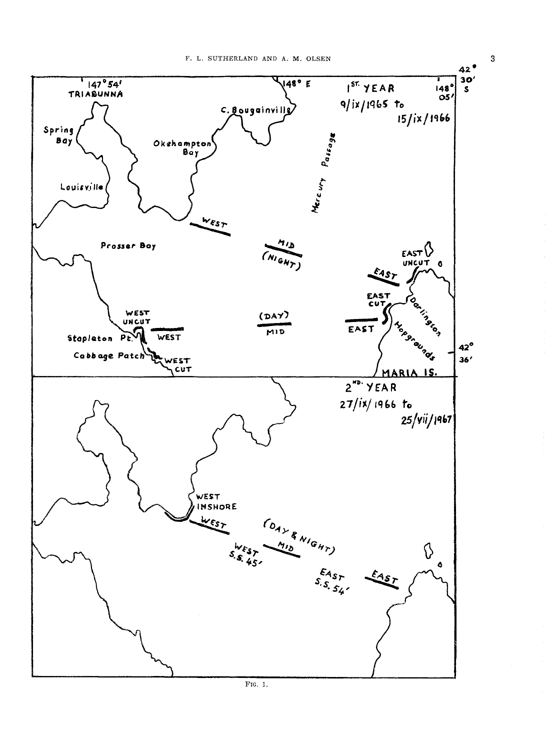Fig. 1.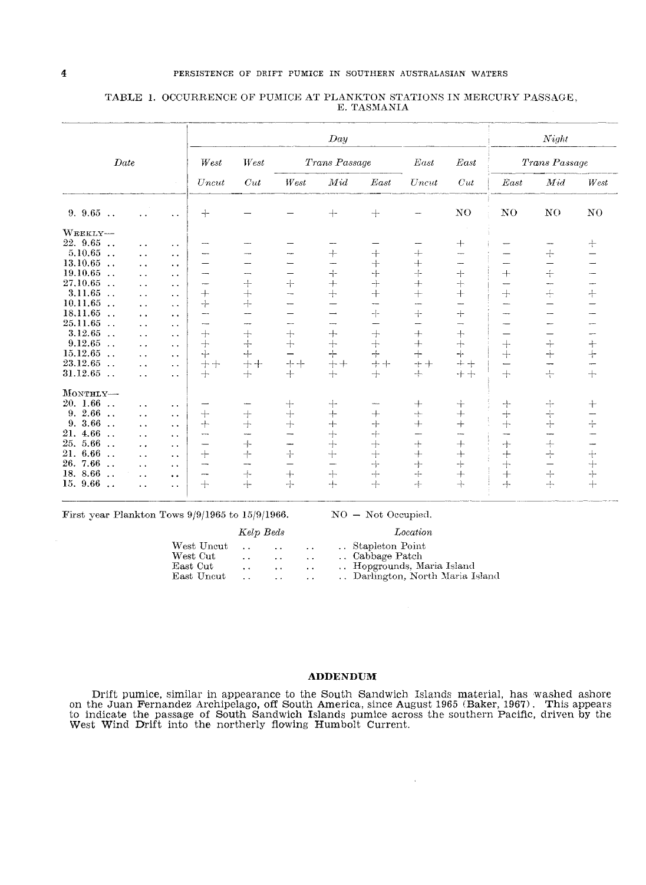TABLE 1. OCCURRENCE OF PUMICE AT PLANKTON STATIONS IN MERCURY PASSAGE, E. TASMANIA

| Date | Day | | | | | | | Night | | |
|---|---|---|---|---|---|---|---|---|---|---|
| | West | West | Trans Passage | | | East | East | Trans Passage | | |
| | Uncut | Cut | West | Mid | East | Uncut | Cut | East | Mid | West |
| 9. 9.65 | + | – | – | + | + | – | NO | NO | NO | NO |
| WEEKLY— | | | | | | | | | | |
| 22. 9.65 | – | – | – | – | – | – | + | – | – | + |
| 5.10.65 | – | – | – | + | + | + | – | – | + | – |
| 13.10.65 | – | – | – | – | + | + | – | – | – | – |
| 19.10.65 | – | – | – | + | + | + | + | + | + | – |
| 27.10.65 | – | + | + | + | + | + | + | – | – | – |
| 3.11.65 | + | + | – | + | + | + | + | + | + | + |
| 10.11.65 | + | + | – | – | – | – | – | – | – | – |
| 18.11.65 | – | – | – | – | + | + | + | – | – | – |
| 25.11.65 | – | – | – | – | – | – | – | – | – | – |
| 3.12.65 | + | + | + | + | + | + | + | – | – | – |
| 9.12.65 | + | + | + | + | + | + | + | + | + | + |
| 15.12.65 | + | + | – | + | + | + | + | + | + | + |
| 23.12.65 | ++ | ++ | ++ | ++ | ++ | ++ | ++ | – | – | – |
| 31.12.65 | + | + | + | + | + | + | ++ | + | + | + |
| MONTHLY— | | | | | | | | | | |
| 20. 1.66 | – | – | + | + | – | + | + | + | + | + |
| 9. 2.66 | + | + | + | + | + | + | + | + | + | – |
| 9. 3.66 | + | + | + | + | + | + | + | + | + | + |
| 21. 4.66 | – | – | – | + | + | – | – | – | – | – |
| 25. 5.66 | – | + | – | + | + | + | + | + | + | – |
| 21. 6.66 | + | + | + | + | + | + | + | + | + | + |
| 26. 7.66 | – | – | – | – | + | + | + | + | – | + |
| 18. 8.66 | – | + | + | + | + | + | + | + | + | + |
| 15. 9.66 | + | + | + | + | + | + | + | + | + | + |

First year Plankton Tows 9/9/1965 to 15/9/1966. NO – Not Occupied.

| *Kelp Beds* | *Location* |
|---|---|
| West Uncut | Stapleton Point |
| West Cut | Cabbage Patch |
| East Cut | Hopgrounds, Maria Island |
| East Uncut | Darlington, North Maria Island |

## ADDENDUM

Drift pumice, similar in appearance to the South Sandwich Islands material, has washed ashore on the Juan Fernandez Archipelago, off South America, since August 1965 (Baker, 1967). This appears to indicate the passage of South Sandwich Islands pumice across the southern Pacific, driven by the West Wind Drift into the northerly flowing Humbolt Current.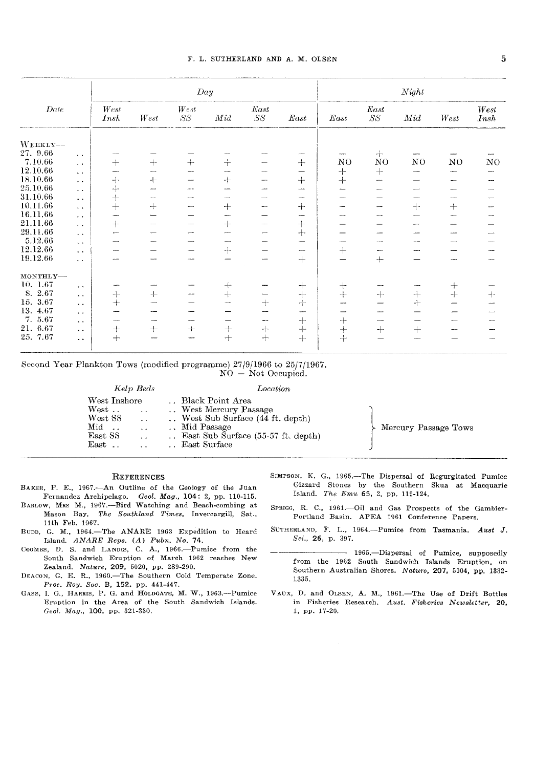| Date | Day | | | | | | Night | | | | |
|---|---|---|---|---|---|---|---|---|---|---|---|
| | *West Insh* | *West* | *West SS* | *Mid* | *East SS* | *East* | *East* | *East SS* | *Mid* | *West* | *West Insh* |
| WEEKLY— | | | | | | | | | | | |
| 27. 9.66 | — | — | — | — | — | — | — | + | — | — | — |
| 7.10.66 | + | + | + | + | — | + | NO | NO | NO | NO | NO |
| 12.10.66 | — | — | — | — | — | — | + | + | — | — | — |
| 18.10.66 | + | + | — | + | — | + | + | — | — | — | — |
| 25.10.66 | + | — | — | — | — | — | — | — | — | — | — |
| 31.10.66 | + | — | — | — | — | — | — | — | — | — | — |
| 10.11.66 | + | + | — | + | — | + | — | — | + | + | — |
| 16.11.66 | — | — | — | — | — | — | — | — | — | — | — |
| 21.11.66 | + | — | — | + | — | + | — | — | — | — | — |
| 29.11.66 | — | — | — | — | — | + | — | — | — | — | — |
| 5.12.66 | — | — | — | — | — | — | — | — | — | — | — |
| 12.12.66 | — | — | — | + | — | — | + | — | — | — | — |
| 19.12.66 | — | — | — | — | — | + | — | + | — | — | — |
| MONTHLY— | | | | | | | | | | | |
| 10. 1.67 | — | — | — | + | — | + | + | — | — | + | — |
| 8. 2.67 | + | + | — | + | — | + | + | + | + | + | + |
| 15. 3.67 | + | — | — | — | + | + | — | — | + | — | — |
| 13. 4.67 | — | — | — | — | — | — | — | — | — | — | — |
| 7. 5.67 | — | — | — | — | — | + | + | — | — | — | — |
| 21. 6.67 | + | + | + | + | + | + | + | + | + | — | — |
| 25. 7.67 | + | — | — | + | + | + | + | — | — | — | — |

Second Year Plankton Tows (modified programme) 27/9/1966 to 25/7/1967.
NO — Not Occupied.

| *Kelp Beds* | *Location* | |
|---|---|---|
| West Inshore | Black Point Area | |
| West | West Mercury Passage | Mercury Passage Tows |
| West SS | West Sub Surface (44 ft. depth) | Mercury Passage Tows |
| Mid | Mid Passage | Mercury Passage Tows |
| East SS | East Sub Surface (55-57 ft. depth) | Mercury Passage Tows |
| East | East Surface | Mercury Passage Tows |

## References

Baker, P. E., 1967.—An Outline of the Geology of the Juan Fernandez Archipelago. *Geol. Mag.*, **104**: 2, pp. 110-115.

Barlow, Mrs M., 1967.—Bird Watching and Beach-combing at Mason Bay. *The Southland Times*, Invercargill, Sat., 11th Feb. 1967.

Budd, G. M., 1964.—The ANARE 1963 Expedition to Heard Island. *ANARE Reps. (A) Pubn. No.* **74**.

Coombs, D. S. and Landis, C. A., 1966.—Pumice from the South Sandwich Eruption of March 1962 reaches New Zealand. *Nature*, **209**, 5020, pp. 289-290.

Deacon, G. E. R., 1960.—The Southern Cold Temperate Zone. *Proc. Roy. Soc.* B, **152**, pp. 441-447.

Gass, I. G., Harris, P. G. and Holdgate, M. W., 1963.—Pumice Eruption in the Area of the South Sandwich Islands. *Geol. Mag.*, **100**, pp. 321-330.

Simpson, K. G., 1965.—The Dispersal of Regurgitated Pumice Gizzard Stones by the Southern Skua at Macquarie Island. *The Emu* **65**, 2, pp. 119-124.

Sprigg, R. C., 1961.—Oil and Gas Prospects of the Gambier-Portland Basin. APEA 1961 Conference Papers.

Sutherland, F. L., 1964.—Pumice from Tasmania. *Aust J. Sci.*, **26**, p. 397.

——————— 1965.—Dispersal of Pumice, supposedly from the 1962 South Sandwich Islands Eruption, on Southern Australian Shores. *Nature*, **207**, 5004, pp. 1332-1335.

Vaux, D. and Olsen, A. M., 1961.—The Use of Drift Bottles in Fisheries Research. *Aust. Fisheries Newsletter*, **20**, 1, pp. 17-20.